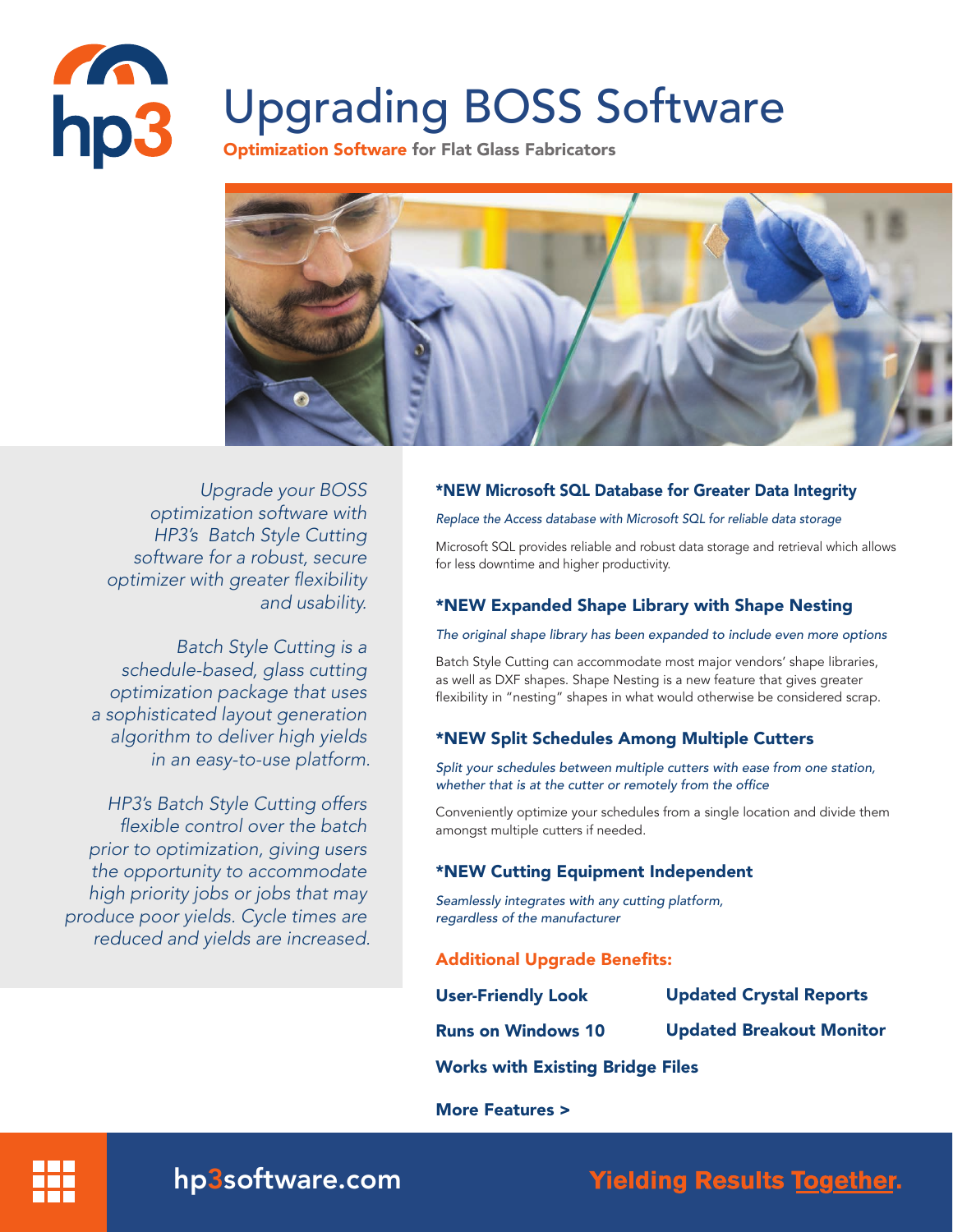# Upgrading BOSS Software

**Optimization Software for Flat Glass Fabricators**

*Upgrade your BOSS optimization software with HP3's Batch Style Cutting software for a robust, secure optimizer with greater flexibility and usability.*

*Batch Style Cutting is a schedule-based, glass cutting optimization package that uses a sophisticated layout generation algorithm to deliver high yields in an easy-to-use platform.*

*HP3's Batch Style Cutting offers flexible control over the batch prior to optimization, giving users the opportunity to accommodate high priority jobs or jobs that may produce poor yields. Cycle times are reduced and yields are increased.*

## *NEW Microsoft SQL Database for Greater Data Integrity

*Replace the Access database with Microsoft SQL for reliable data storage*

Microsoft SQL provides reliable and robust data storage and retrieval which allows for less downtime and higher productivity.

## *NEW Expanded Shape Library with Shape Nesting

*The original shape library has been expanded to include even more options*

Batch Style Cutting can accommodate most major vendors' shape libraries, as well as DXF shapes. Shape Nesting is a new feature that gives greater flexibility in "nesting" shapes in what would otherwise be considered scrap.

## *NEW Split Schedules Among Multiple Cutters

*Split your schedules between multiple cutters with ease from one station, whether that is at the cutter or remotely from the office*

Conveniently optimize your schedules from a single location and divide them amongst multiple cutters if needed.

## *NEW Cutting Equipment Independent

*Seamlessly integrates with any cutting platform, regardless of the manufacturer*

### Additional Upgrade Benefits:

- **User-Friendly Look**
- **Updated Crystal Reports**
- **Runs on Windows 10**
- **Updated Breakout Monitor**
- **Works with Existing Bridge Files**

**More Features >**

hp3software.com

**Yielding Results Together.**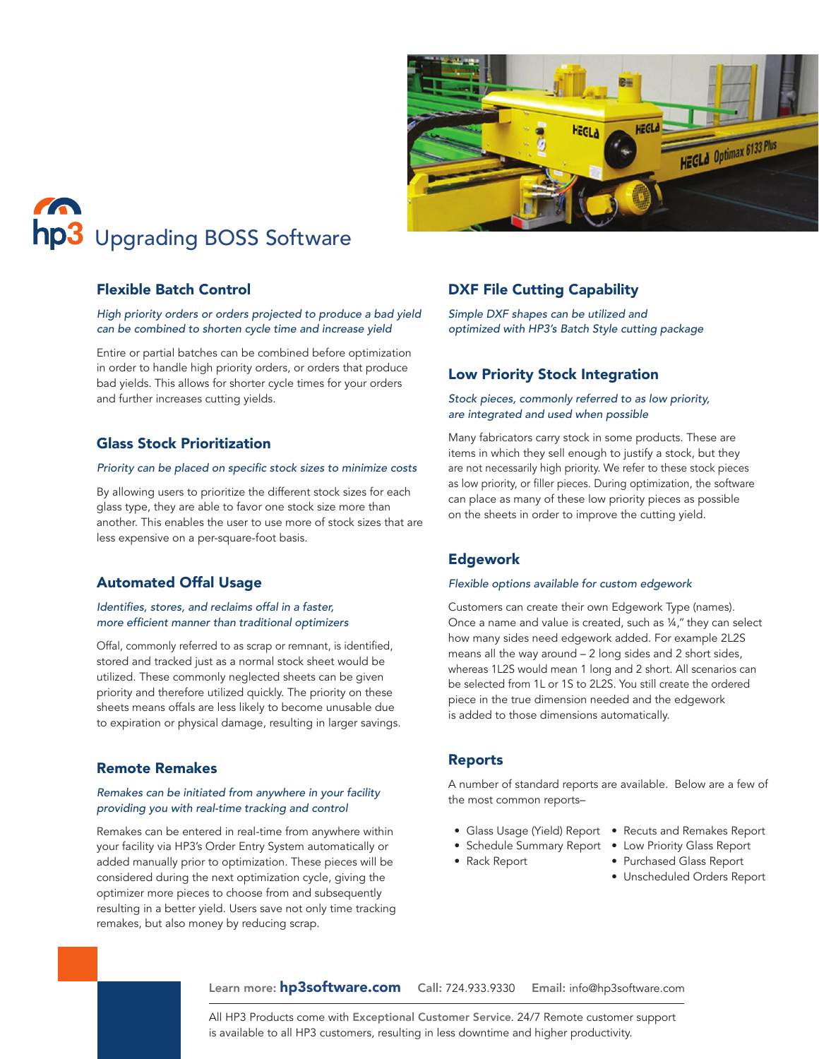# hp3 Upgrading BOSS Software

## Flexible Batch Control

*High priority orders or orders projected to produce a bad yield can be combined to shorten cycle time and increase yield*

Entire or partial batches can be combined before optimization in order to handle high priority orders, or orders that produce bad yields. This allows for shorter cycle times for your orders and further increases cutting yields.

## Glass Stock Prioritization

*Priority can be placed on specific stock sizes to minimize costs*

By allowing users to prioritize the different stock sizes for each glass type, they are able to favor one stock size more than another. This enables the user to use more of stock sizes that are less expensive on a per-square-foot basis.

## Automated Offal Usage

*Identifies, stores, and reclaims offal in a faster, more efficient manner than traditional optimizers*

Offal, commonly referred to as scrap or remnant, is identified, stored and tracked just as a normal stock sheet would be utilized. These commonly neglected sheets can be given priority and therefore utilized quickly. The priority on these sheets means offals are less likely to become unusable due to expiration or physical damage, resulting in larger savings.

## Remote Remakes

*Remakes can be initiated from anywhere in your facility providing you with real-time tracking and control*

Remakes can be entered in real-time from anywhere within your facility via HP3's Order Entry System automatically or added manually prior to optimization. These pieces will be considered during the next optimization cycle, giving the optimizer more pieces to choose from and subsequently resulting in a better yield. Users save not only time tracking remakes, but also money by reducing scrap.

## DXF File Cutting Capability

*Simple DXF shapes can be utilized and optimized with HP3's Batch Style cutting package*

## Low Priority Stock Integration

*Stock pieces, commonly referred to as low priority, are integrated and used when possible*

Many fabricators carry stock in some products. These are items in which they sell enough to justify a stock, but they are not necessarily high priority. We refer to these stock pieces as low priority, or filler pieces. During optimization, the software can place as many of these low priority pieces as possible on the sheets in order to improve the cutting yield.

## Edgework

*Flexible options available for custom edgework*

Customers can create their own Edgework Type (names). Once a name and value is created, such as ¼," they can select how many sides need edgework added. For example 2L2S means all the way around – 2 long sides and 2 short sides, whereas 1L2S would mean 1 long and 2 short. All scenarios can be selected from 1L or 1S to 2L2S. You still create the ordered piece in the true dimension needed and the edgework is added to those dimensions automatically.

## Reports

A number of standard reports are available. Below are a few of the most common reports–

- Glass Usage (Yield) Report
- Schedule Summary Report
- Rack Report
- Recuts and Remakes Report
- Low Priority Glass Report
- Purchased Glass Report
- Unscheduled Orders Report

**Learn more:** **hp3software.com** **Call:** 724.933.9330 **Email:** info@hp3software.com

All HP3 Products come with **Exceptional Customer Service**. 24/7 Remote customer support is available to all HP3 customers, resulting in less downtime and higher productivity.